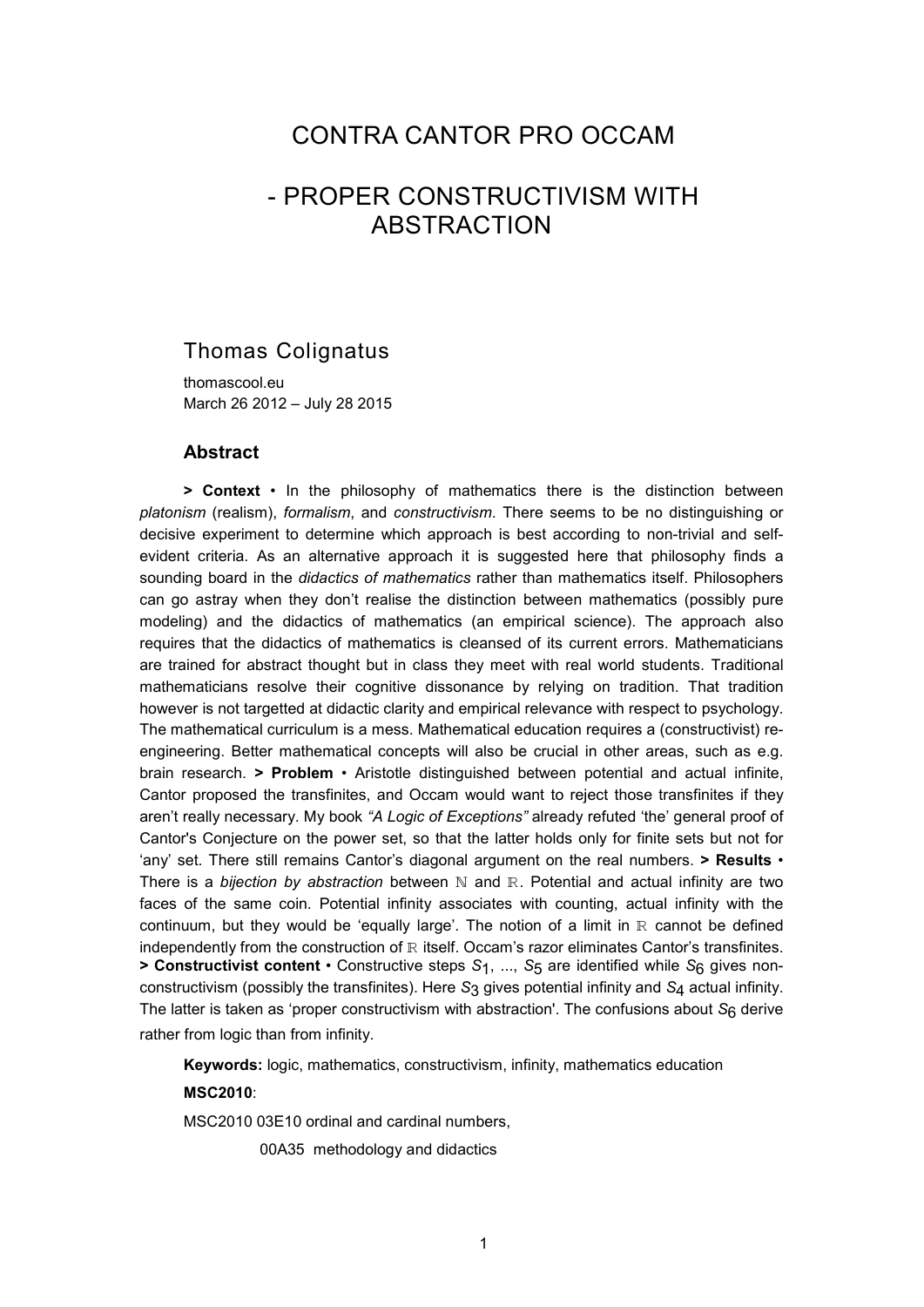# CONTRA CANTOR PRO OCCAM

# - PROPER CONSTRUCTIVISM WITH ABSTRACTION

## Thomas Colignatus

thomascool.eu
March 26 2012 – July 28 2015

### Abstract

**> Context** • In the philosophy of mathematics there is the distinction between *platonism* (realism), *formalism*, and *constructivism*. There seems to be no distinguishing or decisive experiment to determine which approach is best according to non-trivial and self-evident criteria. As an alternative approach it is suggested here that philosophy finds a sounding board in the *didactics of mathematics* rather than mathematics itself. Philosophers can go astray when they don't realise the distinction between mathematics (possibly pure modeling) and the didactics of mathematics (an empirical science). The approach also requires that the didactics of mathematics is cleansed of its current errors. Mathematicians are trained for abstract thought but in class they meet with real world students. Traditional mathematicians resolve their cognitive dissonance by relying on tradition. That tradition however is not targetted at didactic clarity and empirical relevance with respect to psychology. The mathematical curriculum is a mess. Mathematical education requires a (constructivist) re-engineering. Better mathematical concepts will also be crucial in other areas, such as e.g. brain research. **> Problem** • Aristotle distinguished between potential and actual infinite, Cantor proposed the transfinites, and Occam would want to reject those transfinites if they aren't really necessary. My book *"A Logic of Exceptions"* already refuted 'the' general proof of Cantor's Conjecture on the power set, so that the latter holds only for finite sets but not for 'any' set. There still remains Cantor's diagonal argument on the real numbers. **> Results** • There is a *bijection by abstraction* between $\mathbb{N}$ and $\mathbb{R}$. Potential and actual infinity are two faces of the same coin. Potential infinity associates with counting, actual infinity with the continuum, but they would be 'equally large'. The notion of a limit in $\mathbb{R}$ cannot be defined independently from the construction of $\mathbb{R}$ itself. Occam's razor eliminates Cantor's transfinites. **> Constructivist content** • Constructive steps $S_1$, ..., $S_5$ are identified while $S_6$ gives non-constructivism (possibly the transfinites). Here $S_3$ gives potential infinity and $S_4$ actual infinity. The latter is taken as 'proper constructivism with abstraction'. The confusions about $S_6$ derive rather from logic than from infinity.

**Keywords:** logic, mathematics, constructivism, infinity, mathematics education

**MSC2010**:

MSC2010 03E10 ordinal and cardinal numbers,

00A35 methodology and didactics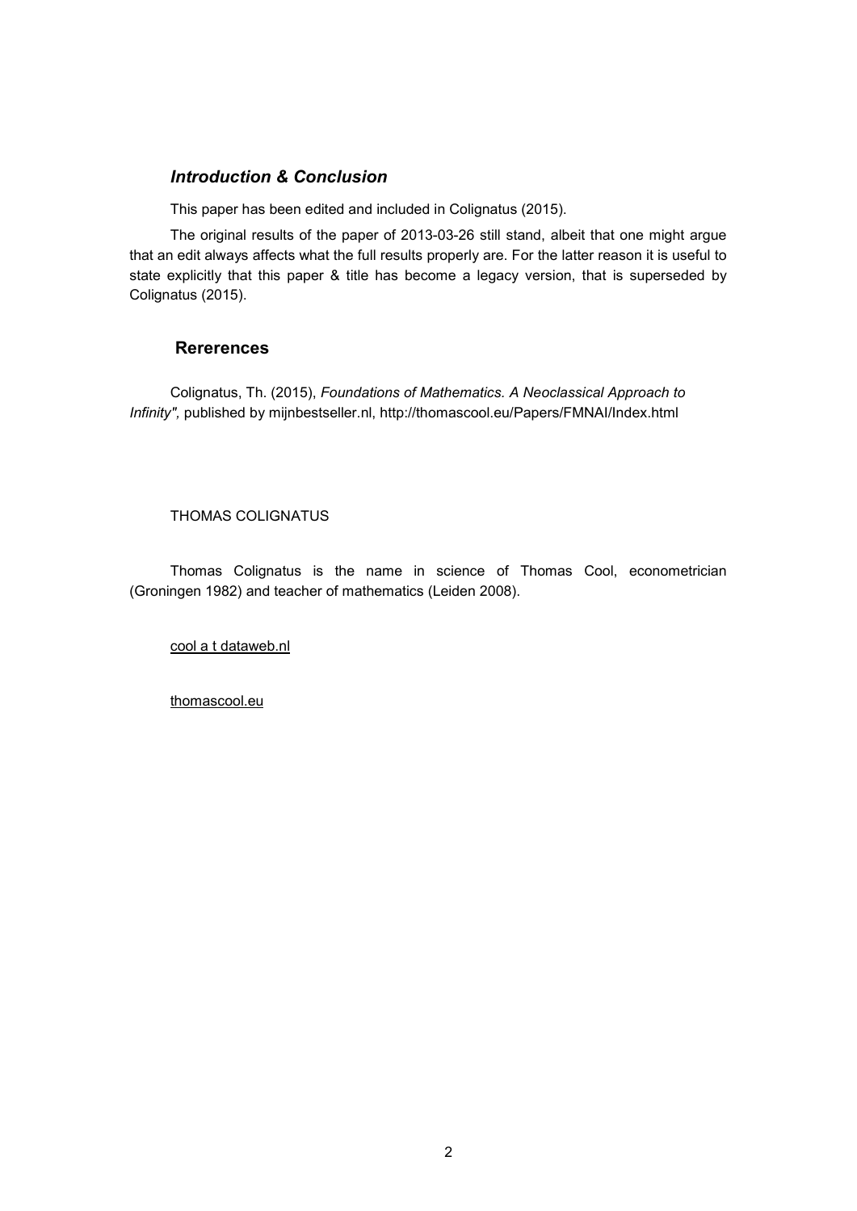## *Introduction & Conclusion*

This paper has been edited and included in Colignatus (2015).

The original results of the paper of 2013-03-26 still stand, albeit that one might argue that an edit always affects what the full results properly are. For the latter reason it is useful to state explicitly that this paper & title has become a legacy version, that is superseded by Colignatus (2015).

## Rererences

Colignatus, Th. (2015), *Foundations of Mathematics. A Neoclassical Approach to Infinity",* published by mijnbestseller.nl, http://thomascool.eu/Papers/FMNAI/Index.html

THOMAS COLIGNATUS

Thomas Colignatus is the name in science of Thomas Cool, econometrician (Groningen 1982) and teacher of mathematics (Leiden 2008).

cool a t dataweb.nl

thomascool.eu